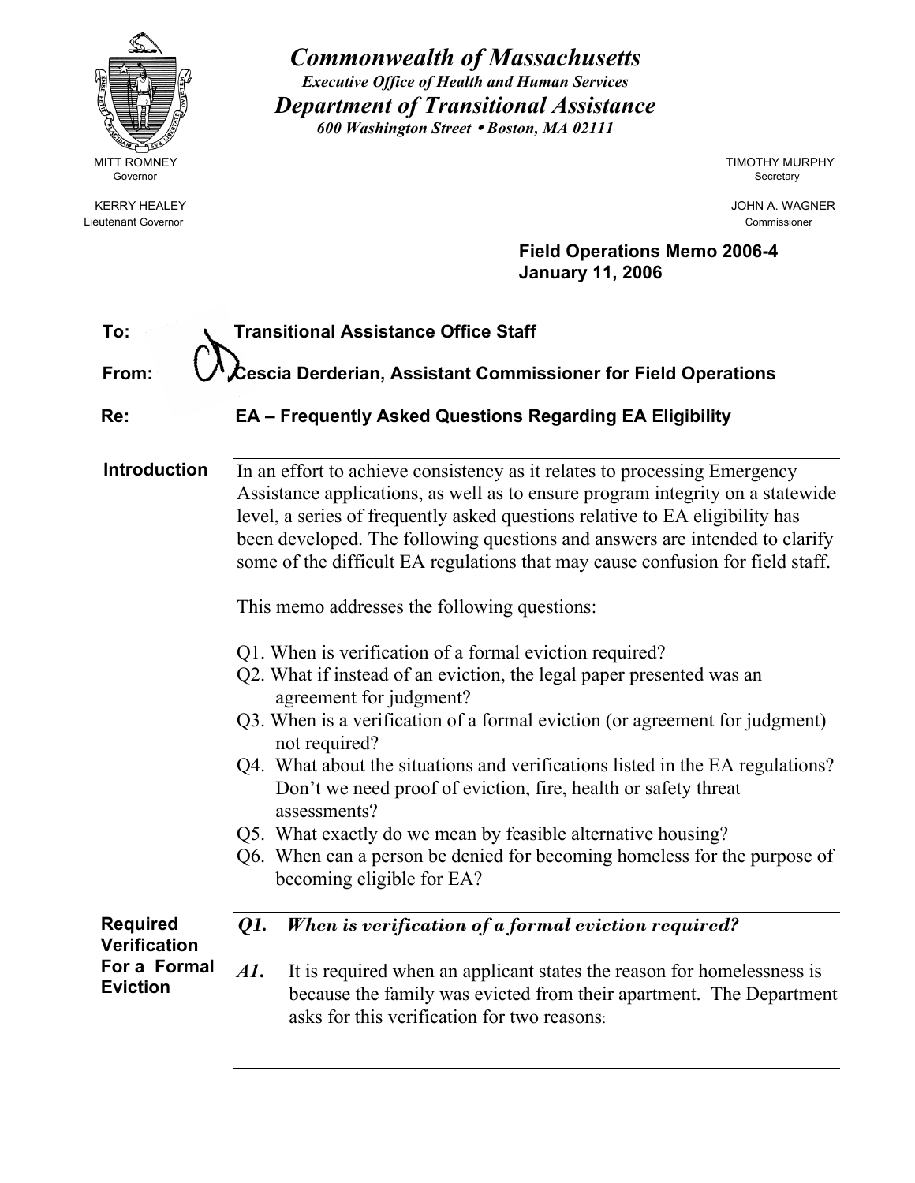# Commonwealth of Massachusetts

*Executive Office of Health and Human Services*

## *Department of Transitional Assistance*

*600 Washington Street • Boston, MA 02111*

MITT ROMNEY
Governor

KERRY HEALEY
Lieutenant Governor

TIMOTHY MURPHY
Secretary

JOHN A. WAGNER
Commissioner

**Field Operations Memo 2006-4**
**January 11, 2006**

**To:** **Transitional Assistance Office Staff**

**From:** **Cescia Derderian, Assistant Commissioner for Field Operations**

**Re:** **EA – Frequently Asked Questions Regarding EA Eligibility**

---

**Introduction**

In an effort to achieve consistency as it relates to processing Emergency Assistance applications, as well as to ensure program integrity on a statewide level, a series of frequently asked questions relative to EA eligibility has been developed. The following questions and answers are intended to clarify some of the difficult EA regulations that may cause confusion for field staff.

This memo addresses the following questions:

Q1. When is verification of a formal eviction required?
Q2. What if instead of an eviction, the legal paper presented was an agreement for judgment?
Q3. When is a verification of a formal eviction (or agreement for judgment) not required?
Q4. What about the situations and verifications listed in the EA regulations? Don't we need proof of eviction, fire, health or safety threat assessments?
Q5. What exactly do we mean by feasible alternative housing?
Q6. When can a person be denied for becoming homeless for the purpose of becoming eligible for EA?

---

**Required Verification For a Formal Eviction**

***Q1. When is verification of a formal eviction required?***

***A1.*** It is required when an applicant states the reason for homelessness is because the family was evicted from their apartment. The Department asks for this verification for two reasons: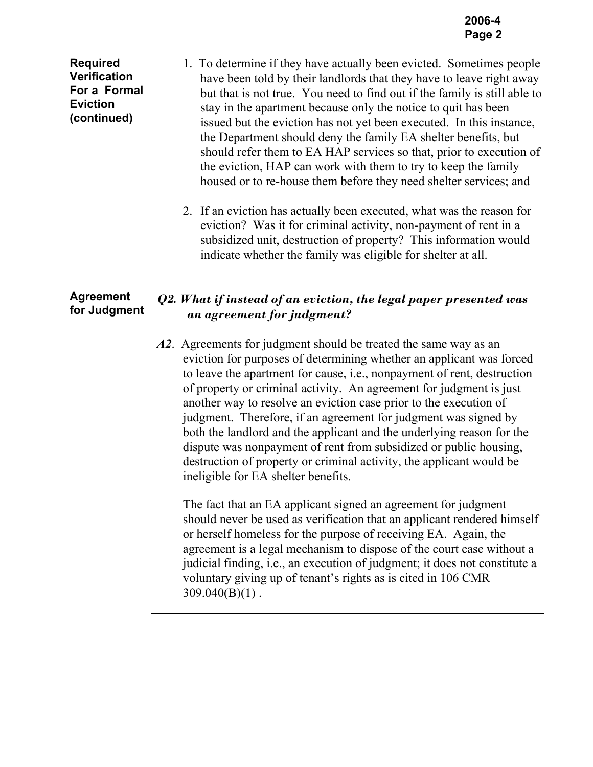**Required Verification For a Formal Eviction (continued)**

1. To determine if they have actually been evicted. Sometimes people have been told by their landlords that they have to leave right away but that is not true. You need to find out if the family is still able to stay in the apartment because only the notice to quit has been issued but the eviction has not yet been executed. In this instance, the Department should deny the family EA shelter benefits, but should refer them to EA HAP services so that, prior to execution of the eviction, HAP can work with them to try to keep the family housed or to re-house them before they need shelter services; and

2. If an eviction has actually been executed, what was the reason for eviction? Was it for criminal activity, non-payment of rent in a subsidized unit, destruction of property? This information would indicate whether the family was eligible for shelter at all.

---

**Agreement for Judgment**

***Q2. What if instead of an eviction, the legal paper presented was an agreement for judgment?***

***A2***. Agreements for judgment should be treated the same way as an eviction for purposes of determining whether an applicant was forced to leave the apartment for cause, i.e., nonpayment of rent, destruction of property or criminal activity. An agreement for judgment is just another way to resolve an eviction case prior to the execution of judgment. Therefore, if an agreement for judgment was signed by both the landlord and the applicant and the underlying reason for the dispute was nonpayment of rent from subsidized or public housing, destruction of property or criminal activity, the applicant would be ineligible for EA shelter benefits.

The fact that an EA applicant signed an agreement for judgment should never be used as verification that an applicant rendered himself or herself homeless for the purpose of receiving EA. Again, the agreement is a legal mechanism to dispose of the court case without a judicial finding, i.e., an execution of judgment; it does not constitute a voluntary giving up of tenant's rights as is cited in 106 CMR 309.040(B)(1) .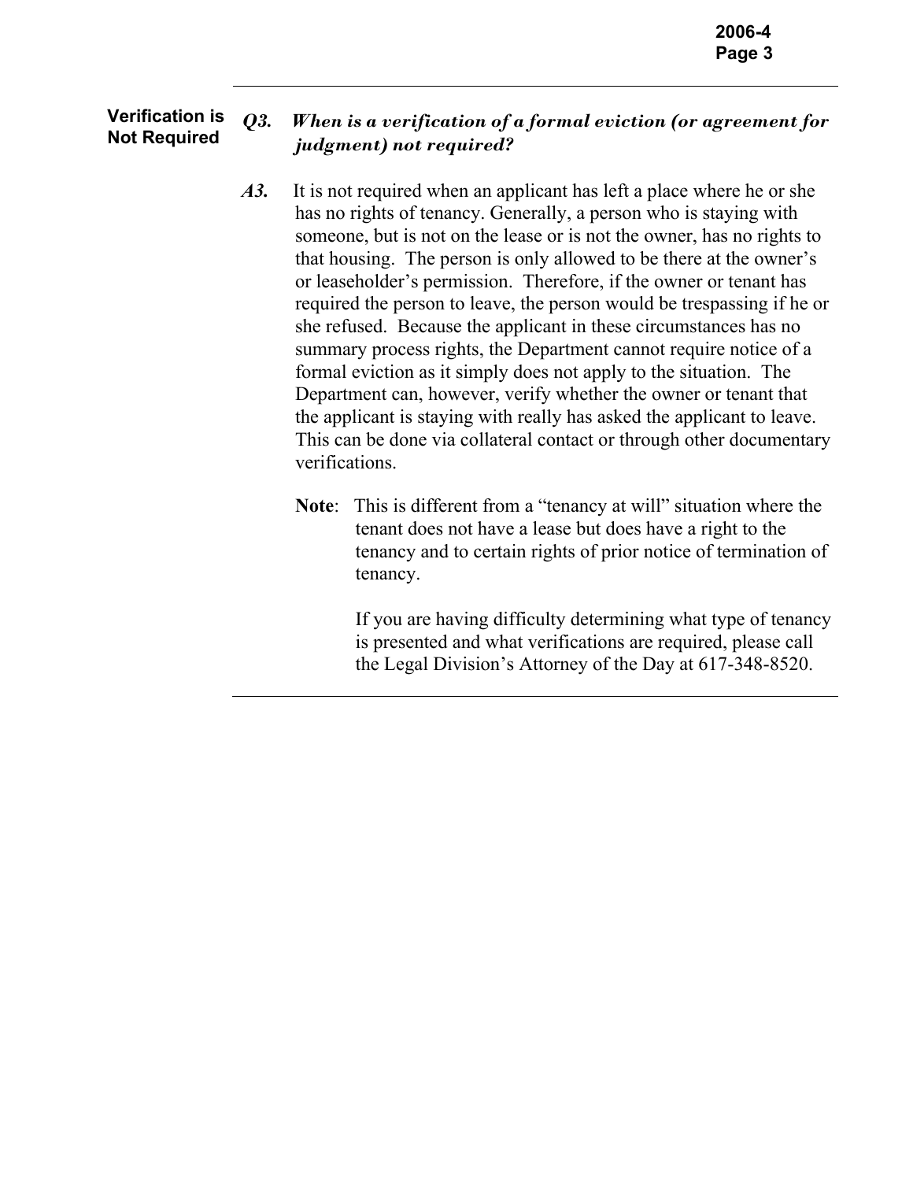**Verification is Not Required**

***Q3. When is a verification of a formal eviction (or agreement for judgment) not required?***

***A3.*** It is not required when an applicant has left a place where he or she has no rights of tenancy. Generally, a person who is staying with someone, but is not on the lease or is not the owner, has no rights to that housing. The person is only allowed to be there at the owner's or leaseholder's permission. Therefore, if the owner or tenant has required the person to leave, the person would be trespassing if he or she refused. Because the applicant in these circumstances has no summary process rights, the Department cannot require notice of a formal eviction as it simply does not apply to the situation. The Department can, however, verify whether the owner or tenant that the applicant is staying with really has asked the applicant to leave. This can be done via collateral contact or through other documentary verifications.

**Note**: This is different from a "tenancy at will" situation where the tenant does not have a lease but does have a right to the tenancy and to certain rights of prior notice of termination of tenancy.

If you are having difficulty determining what type of tenancy is presented and what verifications are required, please call the Legal Division's Attorney of the Day at 617-348-8520.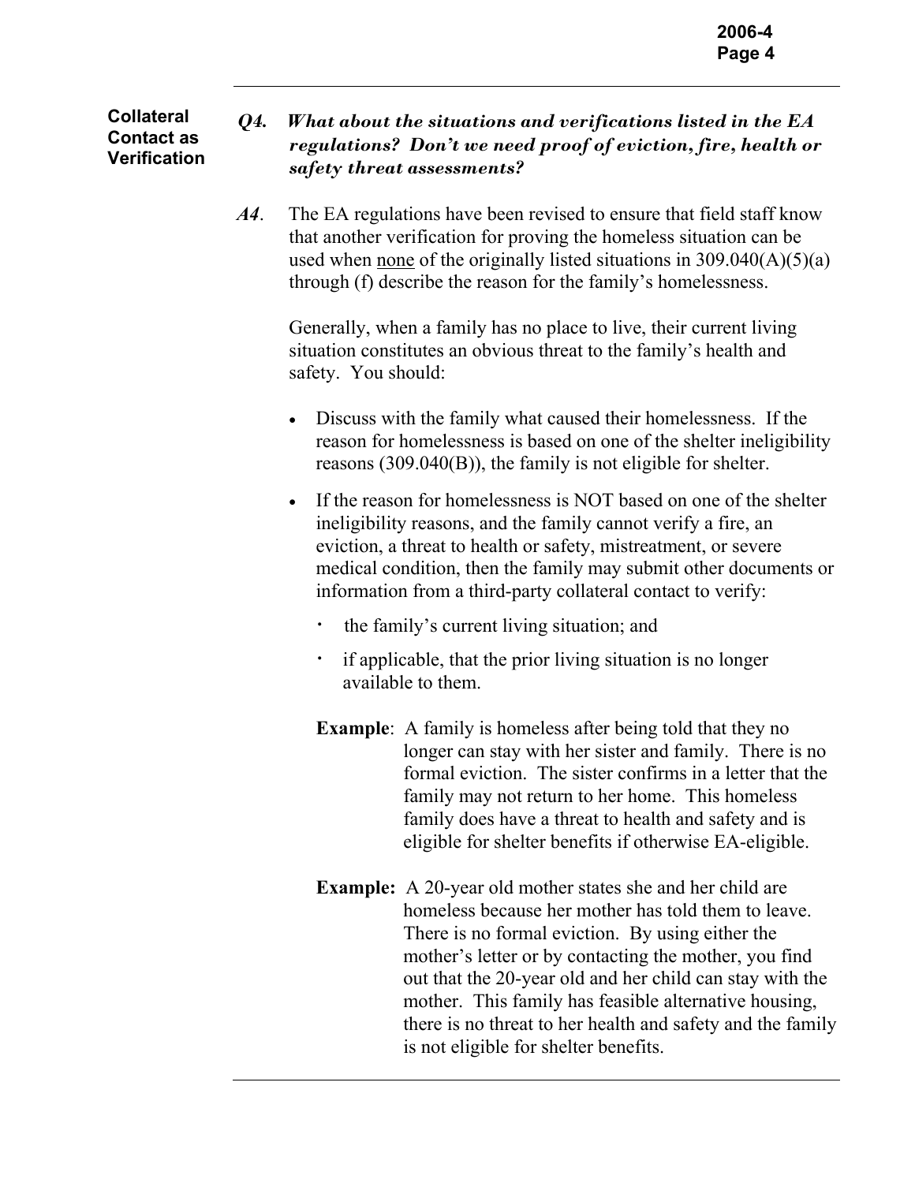**Collateral Contact as Verification**

***Q4. What about the situations and verifications listed in the EA regulations? Don't we need proof of eviction, fire, health or safety threat assessments?***

***A4.*** The EA regulations have been revised to ensure that field staff know that another verification for proving the homeless situation can be used when <u>none</u> of the originally listed situations in 309.040(A)(5)(a) through (f) describe the reason for the family's homelessness.

Generally, when a family has no place to live, their current living situation constitutes an obvious threat to the family's health and safety. You should:

- Discuss with the family what caused their homelessness. If the reason for homelessness is based on one of the shelter ineligibility reasons (309.040(B)), the family is not eligible for shelter.
- If the reason for homelessness is NOT based on one of the shelter ineligibility reasons, and the family cannot verify a fire, an eviction, a threat to health or safety, mistreatment, or severe medical condition, then the family may submit other documents or information from a third-party collateral contact to verify:
  - the family's current living situation; and
  - if applicable, that the prior living situation is no longer available to them.

**Example**: A family is homeless after being told that they no longer can stay with her sister and family. There is no formal eviction. The sister confirms in a letter that the family may not return to her home. This homeless family does have a threat to health and safety and is eligible for shelter benefits if otherwise EA-eligible.

**Example:** A 20-year old mother states she and her child are homeless because her mother has told them to leave. There is no formal eviction. By using either the mother's letter or by contacting the mother, you find out that the 20-year old and her child can stay with the mother. This family has feasible alternative housing, there is no threat to her health and safety and the family is not eligible for shelter benefits.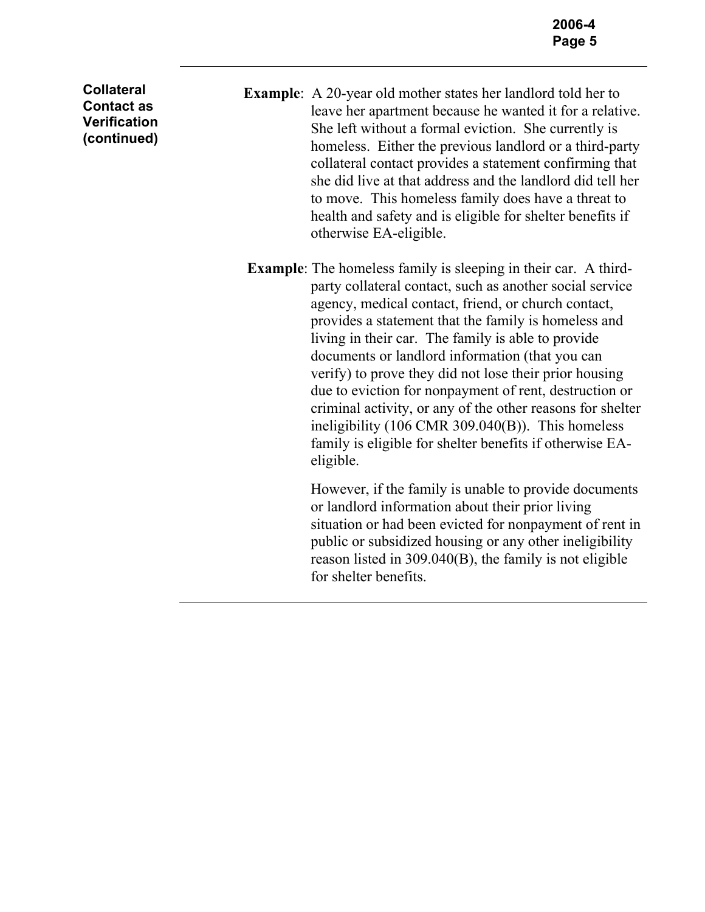**Collateral Contact as Verification (continued)**

**Example**: A 20-year old mother states her landlord told her to leave her apartment because he wanted it for a relative. She left without a formal eviction. She currently is homeless. Either the previous landlord or a third-party collateral contact provides a statement confirming that she did live at that address and the landlord did tell her to move. This homeless family does have a threat to health and safety and is eligible for shelter benefits if otherwise EA-eligible.

**Example**: The homeless family is sleeping in their car. A third-party collateral contact, such as another social service agency, medical contact, friend, or church contact, provides a statement that the family is homeless and living in their car. The family is able to provide documents or landlord information (that you can verify) to prove they did not lose their prior housing due to eviction for nonpayment of rent, destruction or criminal activity, or any of the other reasons for shelter ineligibility (106 CMR 309.040(B)). This homeless family is eligible for shelter benefits if otherwise EA-eligible.

However, if the family is unable to provide documents or landlord information about their prior living situation or had been evicted for nonpayment of rent in public or subsidized housing or any other ineligibility reason listed in 309.040(B), the family is not eligible for shelter benefits.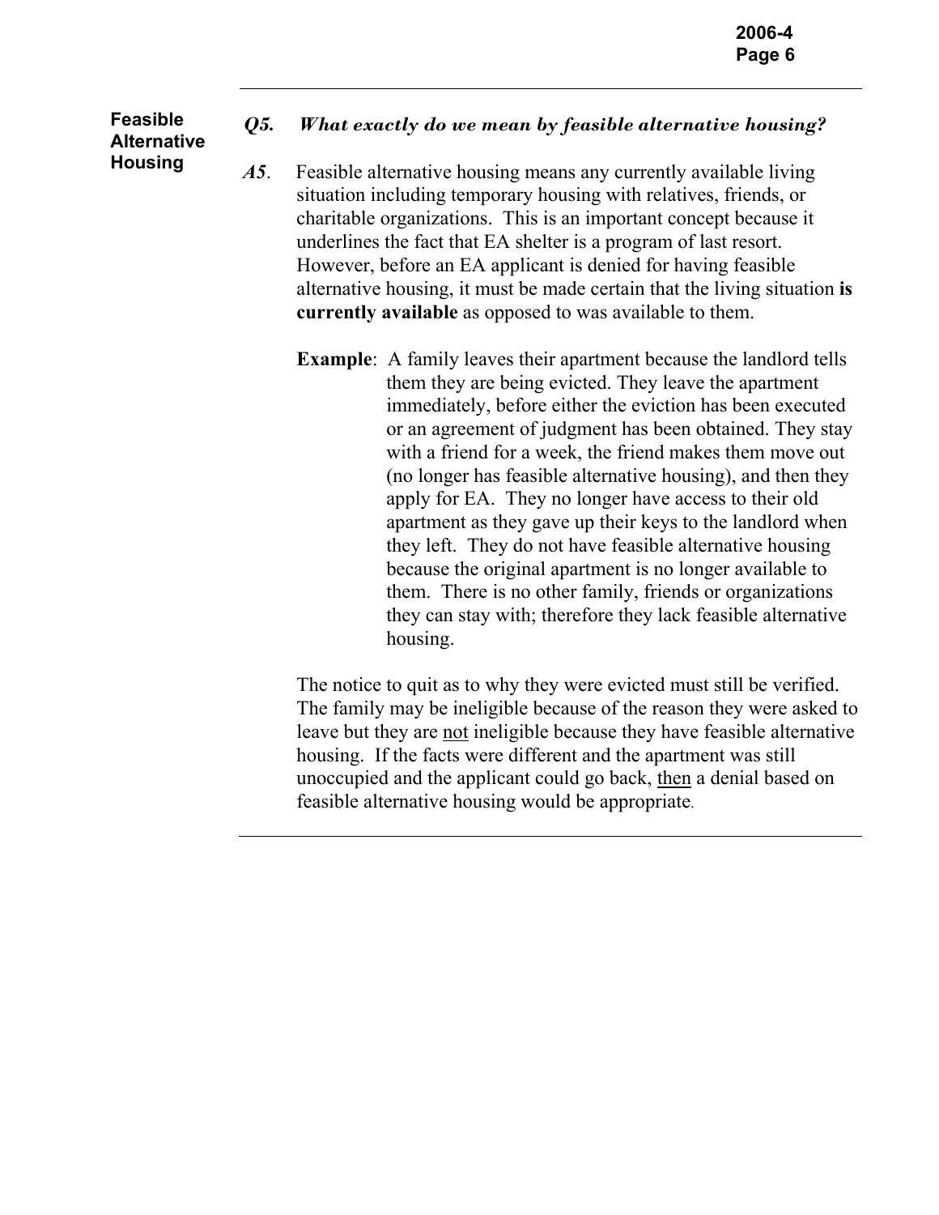**Feasible Alternative Housing**

***Q5. What exactly do we mean by feasible alternative housing?***

***A5***. Feasible alternative housing means any currently available living situation including temporary housing with relatives, friends, or charitable organizations. This is an important concept because it underlines the fact that EA shelter is a program of last resort. However, before an EA applicant is denied for having feasible alternative housing, it must be made certain that the living situation **is currently available** as opposed to was available to them.

**Example**: A family leaves their apartment because the landlord tells them they are being evicted. They leave the apartment immediately, before either the eviction has been executed or an agreement of judgment has been obtained. They stay with a friend for a week, the friend makes them move out (no longer has feasible alternative housing), and then they apply for EA. They no longer have access to their old apartment as they gave up their keys to the landlord when they left. They do not have feasible alternative housing because the original apartment is no longer available to them. There is no other family, friends or organizations they can stay with; therefore they lack feasible alternative housing.

The notice to quit as to why they were evicted must still be verified. The family may be ineligible because of the reason they were asked to leave but they are <u>not</u> ineligible because they have feasible alternative housing. If the facts were different and the apartment was still unoccupied and the applicant could go back, <u>then</u> a denial based on feasible alternative housing would be appropriate.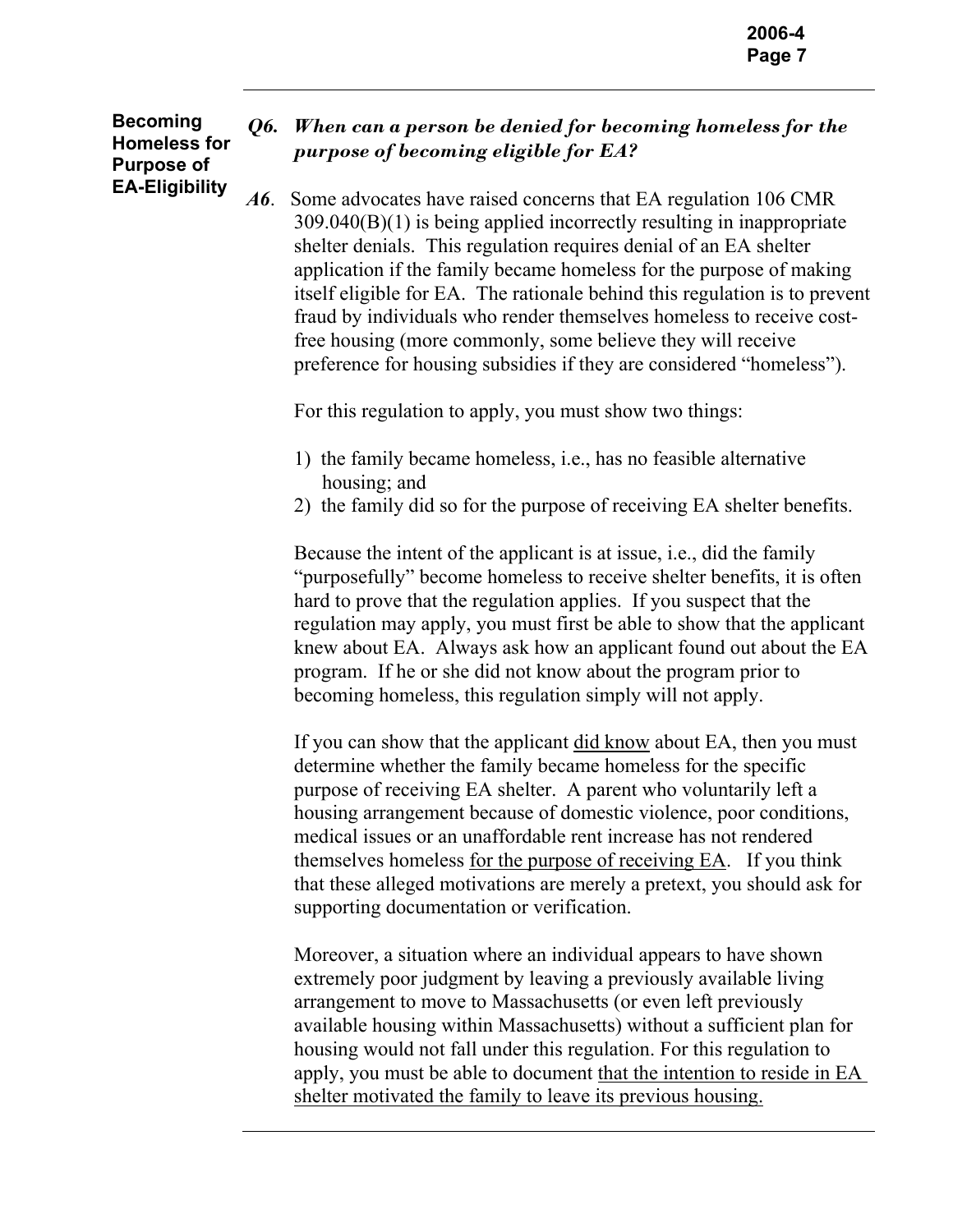**Becoming Homeless for Purpose of EA-Eligibility**

***Q6. When can a person be denied for becoming homeless for the purpose of becoming eligible for EA?***

***A6***. Some advocates have raised concerns that EA regulation 106 CMR 309.040(B)(1) is being applied incorrectly resulting in inappropriate shelter denials. This regulation requires denial of an EA shelter application if the family became homeless for the purpose of making itself eligible for EA. The rationale behind this regulation is to prevent fraud by individuals who render themselves homeless to receive cost-free housing (more commonly, some believe they will receive preference for housing subsidies if they are considered "homeless").

For this regulation to apply, you must show two things:

1) the family became homeless, i.e., has no feasible alternative housing; and
2) the family did so for the purpose of receiving EA shelter benefits.

Because the intent of the applicant is at issue, i.e., did the family "purposefully" become homeless to receive shelter benefits, it is often hard to prove that the regulation applies. If you suspect that the regulation may apply, you must first be able to show that the applicant knew about EA. Always ask how an applicant found out about the EA program. If he or she did not know about the program prior to becoming homeless, this regulation simply will not apply.

If you can show that the applicant <u>did know</u> about EA, then you must determine whether the family became homeless for the specific purpose of receiving EA shelter. A parent who voluntarily left a housing arrangement because of domestic violence, poor conditions, medical issues or an unaffordable rent increase has not rendered themselves homeless <u>for the purpose of receiving EA</u>. If you think that these alleged motivations are merely a pretext, you should ask for supporting documentation or verification.

Moreover, a situation where an individual appears to have shown extremely poor judgment by leaving a previously available living arrangement to move to Massachusetts (or even left previously available housing within Massachusetts) without a sufficient plan for housing would not fall under this regulation. For this regulation to apply, you must be able to document <u>that the intention to reside in EA shelter motivated the family to leave its previous housing.</u>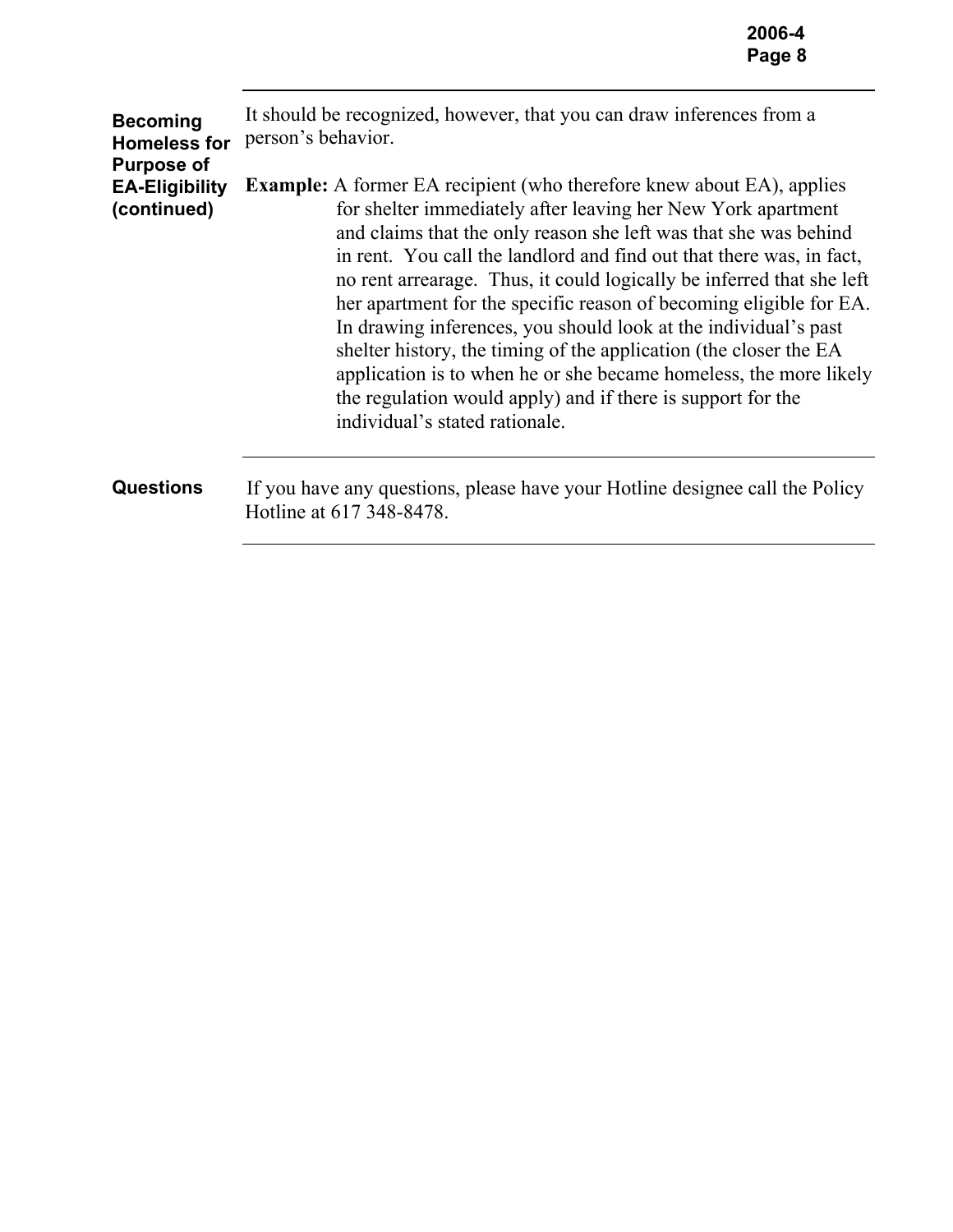**Becoming Homeless for Purpose of EA-Eligibility (continued)**

It should be recognized, however, that you can draw inferences from a person's behavior.

**Example:** A former EA recipient (who therefore knew about EA), applies for shelter immediately after leaving her New York apartment and claims that the only reason she left was that she was behind in rent. You call the landlord and find out that there was, in fact, no rent arrearage. Thus, it could logically be inferred that she left her apartment for the specific reason of becoming eligible for EA. In drawing inferences, you should look at the individual's past shelter history, the timing of the application (the closer the EA application is to when he or she became homeless, the more likely the regulation would apply) and if there is support for the individual's stated rationale.

---

**Questions**

If you have any questions, please have your Hotline designee call the Policy Hotline at 617 348-8478.